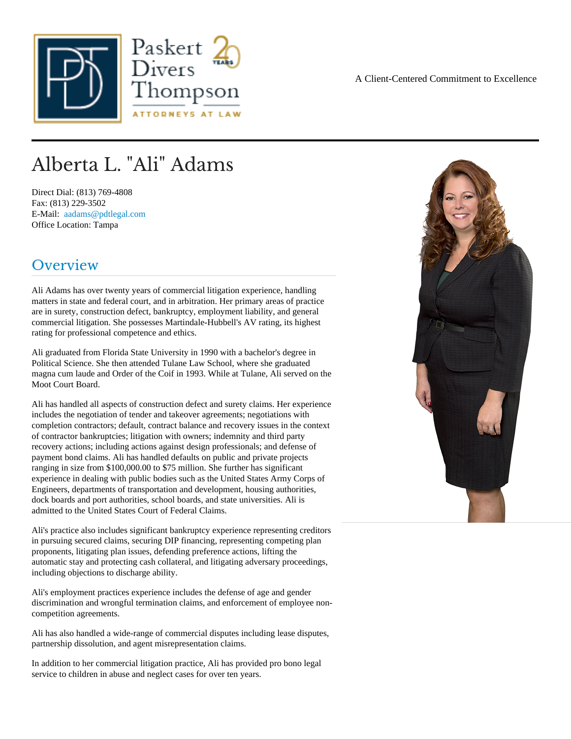Paskert Divers Thompson

ATTORNEYS AT LAW

A Client-Centered Commitment to Excellence

# Alberta L. "Ali" Adams

Direct Dial: (813) 769-4808
Fax: (813) 229-3502
E-Mail: aadams@pdtlegal.com
Office Location: Tampa

## Overview

Ali Adams has over twenty years of commercial litigation experience, handling matters in state and federal court, and in arbitration. Her primary areas of practice are in surety, construction defect, bankruptcy, employment liability, and general commercial litigation. She possesses Martindale-Hubbell's AV rating, its highest rating for professional competence and ethics.

Ali graduated from Florida State University in 1990 with a bachelor's degree in Political Science. She then attended Tulane Law School, where she graduated magna cum laude and Order of the Coif in 1993. While at Tulane, Ali served on the Moot Court Board.

Ali has handled all aspects of construction defect and surety claims. Her experience includes the negotiation of tender and takeover agreements; negotiations with completion contractors; default, contract balance and recovery issues in the context of contractor bankruptcies; litigation with owners; indemnity and third party recovery actions; including actions against design professionals; and defense of payment bond claims. Ali has handled defaults on public and private projects ranging in size from $100,000.00 to $75 million. She further has significant experience in dealing with public bodies such as the United States Army Corps of Engineers, departments of transportation and development, housing authorities, dock boards and port authorities, school boards, and state universities. Ali is admitted to the United States Court of Federal Claims.

Ali's practice also includes significant bankruptcy experience representing creditors in pursuing secured claims, securing DIP financing, representing competing plan proponents, litigating plan issues, defending preference actions, lifting the automatic stay and protecting cash collateral, and litigating adversary proceedings, including objections to discharge ability.

Ali's employment practices experience includes the defense of age and gender discrimination and wrongful termination claims, and enforcement of employee non-competition agreements.

Ali has also handled a wide-range of commercial disputes including lease disputes, partnership dissolution, and agent misrepresentation claims.

In addition to her commercial litigation practice, Ali has provided pro bono legal service to children in abuse and neglect cases for over ten years.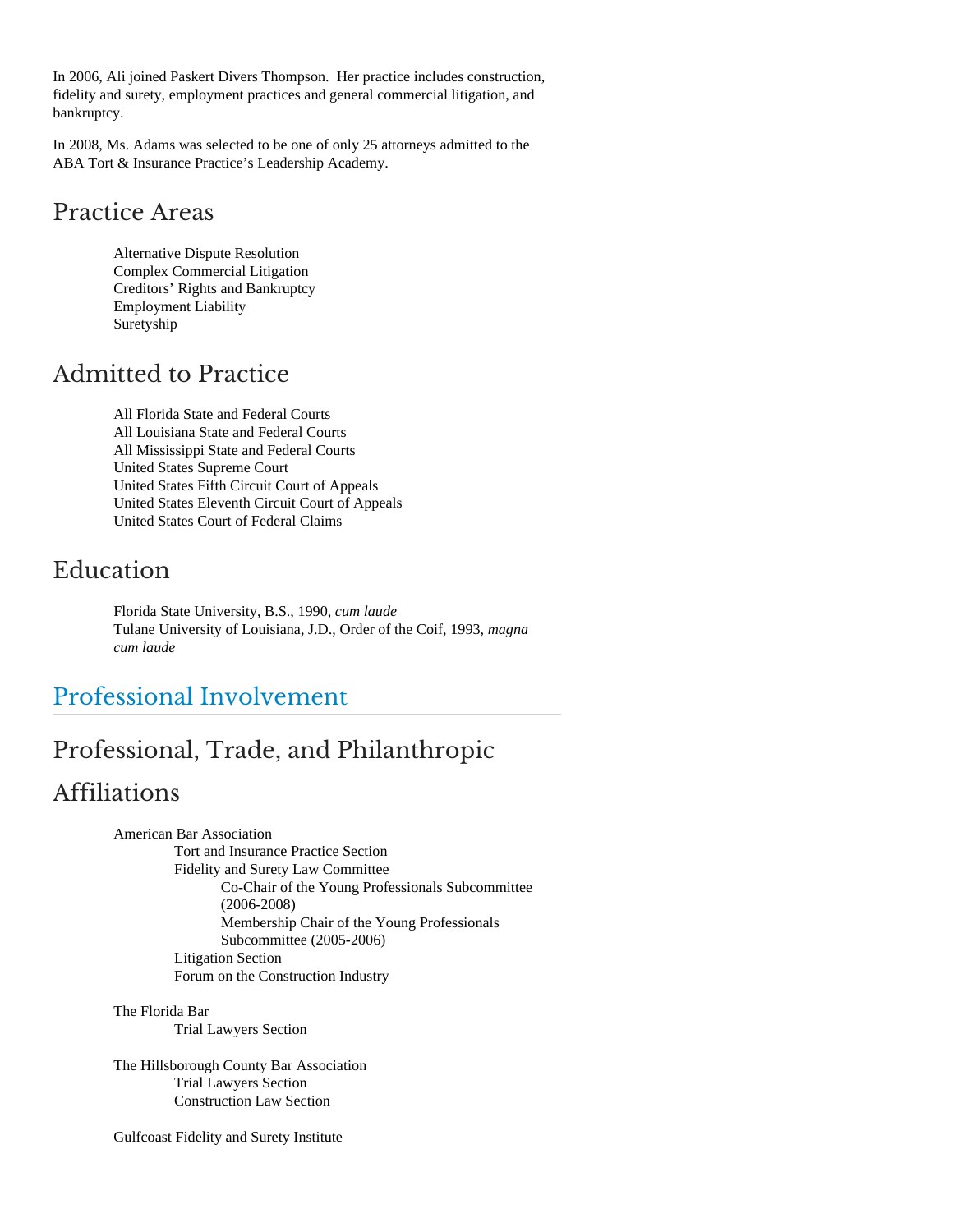In 2006, Ali joined Paskert Divers Thompson. Her practice includes construction, fidelity and surety, employment practices and general commercial litigation, and bankruptcy.

In 2008, Ms. Adams was selected to be one of only 25 attorneys admitted to the ABA Tort & Insurance Practice's Leadership Academy.

## Practice Areas

- Alternative Dispute Resolution
- Complex Commercial Litigation
- Creditors' Rights and Bankruptcy
- Employment Liability
- Suretyship

## Admitted to Practice

- All Florida State and Federal Courts
- All Louisiana State and Federal Courts
- All Mississippi State and Federal Courts
- United States Supreme Court
- United States Fifth Circuit Court of Appeals
- United States Eleventh Circuit Court of Appeals
- United States Court of Federal Claims

## Education

- Florida State University, B.S., 1990, *cum laude*
- Tulane University of Louisiana, J.D., Order of the Coif, 1993, *magna cum laude*

# Professional Involvement

## Professional, Trade, and Philanthropic Affiliations

- American Bar Association
  - Tort and Insurance Practice Section
  - Fidelity and Surety Law Committee
    - Co-Chair of the Young Professionals Subcommittee (2006-2008)
    - Membership Chair of the Young Professionals Subcommittee (2005-2006)
  - Litigation Section
  - Forum on the Construction Industry

- The Florida Bar
  - Trial Lawyers Section

- The Hillsborough County Bar Association
  - Trial Lawyers Section
  - Construction Law Section

- Gulfcoast Fidelity and Surety Institute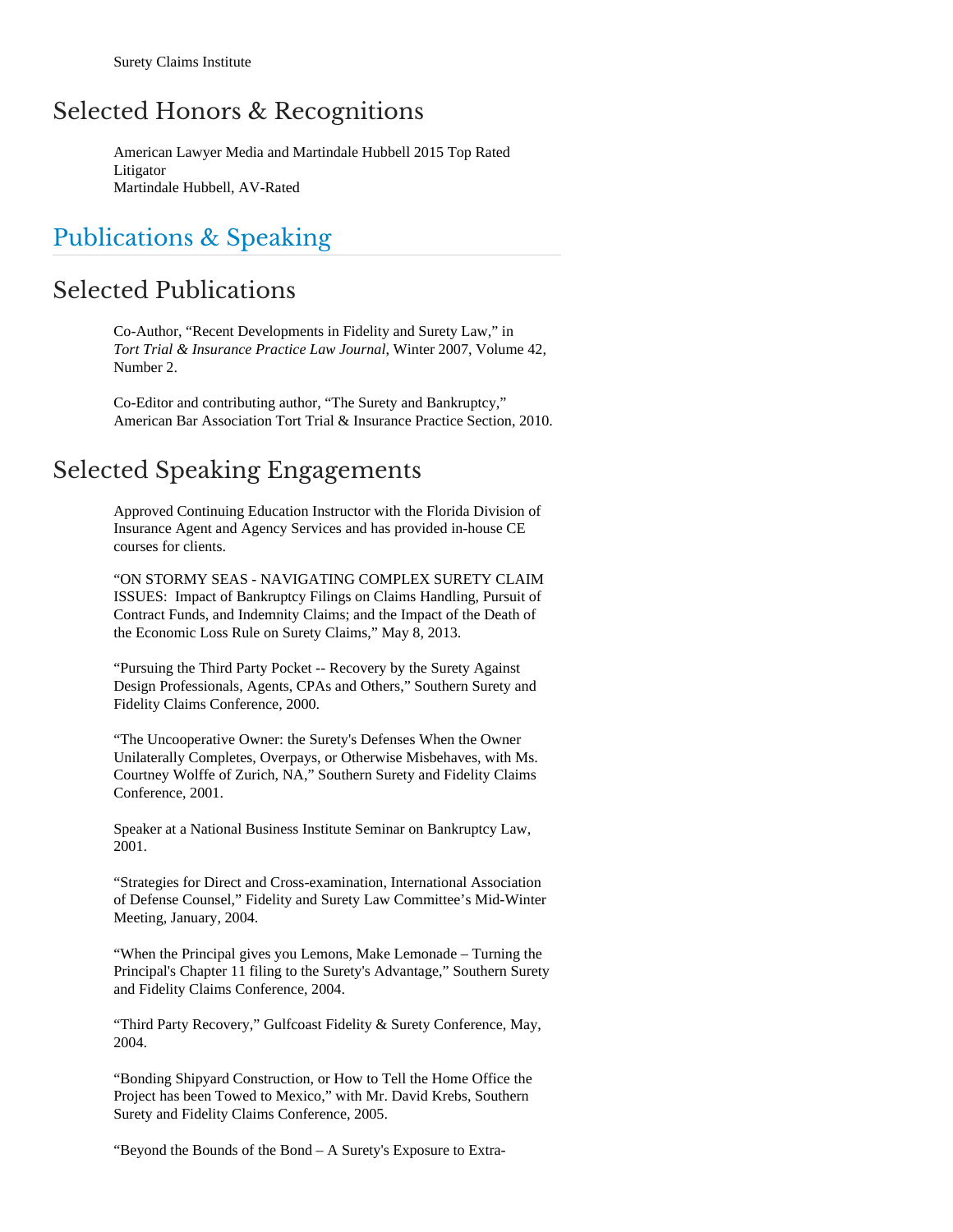Surety Claims Institute

## Selected Honors & Recognitions

American Lawyer Media and Martindale Hubbell 2015 Top Rated Litigator
Martindale Hubbell, AV-Rated

# Publications & Speaking

## Selected Publications

Co-Author, "Recent Developments in Fidelity and Surety Law," in *Tort Trial & Insurance Practice Law Journal*, Winter 2007, Volume 42, Number 2.

Co-Editor and contributing author, "The Surety and Bankruptcy," American Bar Association Tort Trial & Insurance Practice Section, 2010.

## Selected Speaking Engagements

Approved Continuing Education Instructor with the Florida Division of Insurance Agent and Agency Services and has provided in-house CE courses for clients.

"ON STORMY SEAS - NAVIGATING COMPLEX SURETY CLAIM ISSUES: Impact of Bankruptcy Filings on Claims Handling, Pursuit of Contract Funds, and Indemnity Claims; and the Impact of the Death of the Economic Loss Rule on Surety Claims," May 8, 2013.

"Pursuing the Third Party Pocket -- Recovery by the Surety Against Design Professionals, Agents, CPAs and Others," Southern Surety and Fidelity Claims Conference, 2000.

"The Uncooperative Owner: the Surety's Defenses When the Owner Unilaterally Completes, Overpays, or Otherwise Misbehaves, with Ms. Courtney Wolffe of Zurich, NA," Southern Surety and Fidelity Claims Conference, 2001.

Speaker at a National Business Institute Seminar on Bankruptcy Law, 2001.

"Strategies for Direct and Cross-examination, International Association of Defense Counsel," Fidelity and Surety Law Committee's Mid-Winter Meeting, January, 2004.

"When the Principal gives you Lemons, Make Lemonade – Turning the Principal's Chapter 11 filing to the Surety's Advantage," Southern Surety and Fidelity Claims Conference, 2004.

"Third Party Recovery," Gulfcoast Fidelity & Surety Conference, May, 2004.

"Bonding Shipyard Construction, or How to Tell the Home Office the Project has been Towed to Mexico," with Mr. David Krebs, Southern Surety and Fidelity Claims Conference, 2005.

"Beyond the Bounds of the Bond – A Surety's Exposure to Extra-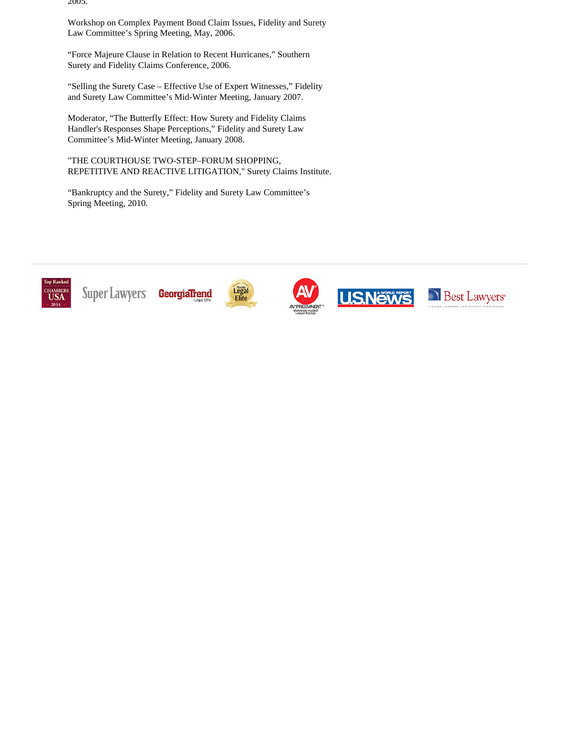2005.

Workshop on Complex Payment Bond Claim Issues, Fidelity and Surety Law Committee's Spring Meeting, May, 2006.

"Force Majeure Clause in Relation to Recent Hurricanes," Southern Surety and Fidelity Claims Conference, 2006.

"Selling the Surety Case – Effective Use of Expert Witnesses," Fidelity and Surety Law Committee's Mid-Winter Meeting, January 2007.

Moderator, "The Butterfly Effect: How Surety and Fidelity Claims Handler's Responses Shape Perceptions," Fidelity and Surety Law Committee's Mid-Winter Meeting, January 2008.

"THE COURTHOUSE TWO-STEP–FORUM SHOPPING, REPETITIVE AND REACTIVE LITIGATION," Surety Claims Institute.

"Bankruptcy and the Surety," Fidelity and Surety Law Committee's Spring Meeting, 2010.

---

Top Ranked CHAMBERS USA 2014 | Super Lawyers | GeorgiaTrend Legal Elite | Florida Trend Florida Legal Elite | AV Preeminent Martindale-Hubbell Lawyer Ratings | U.S.News & World Report | Best Lawyers